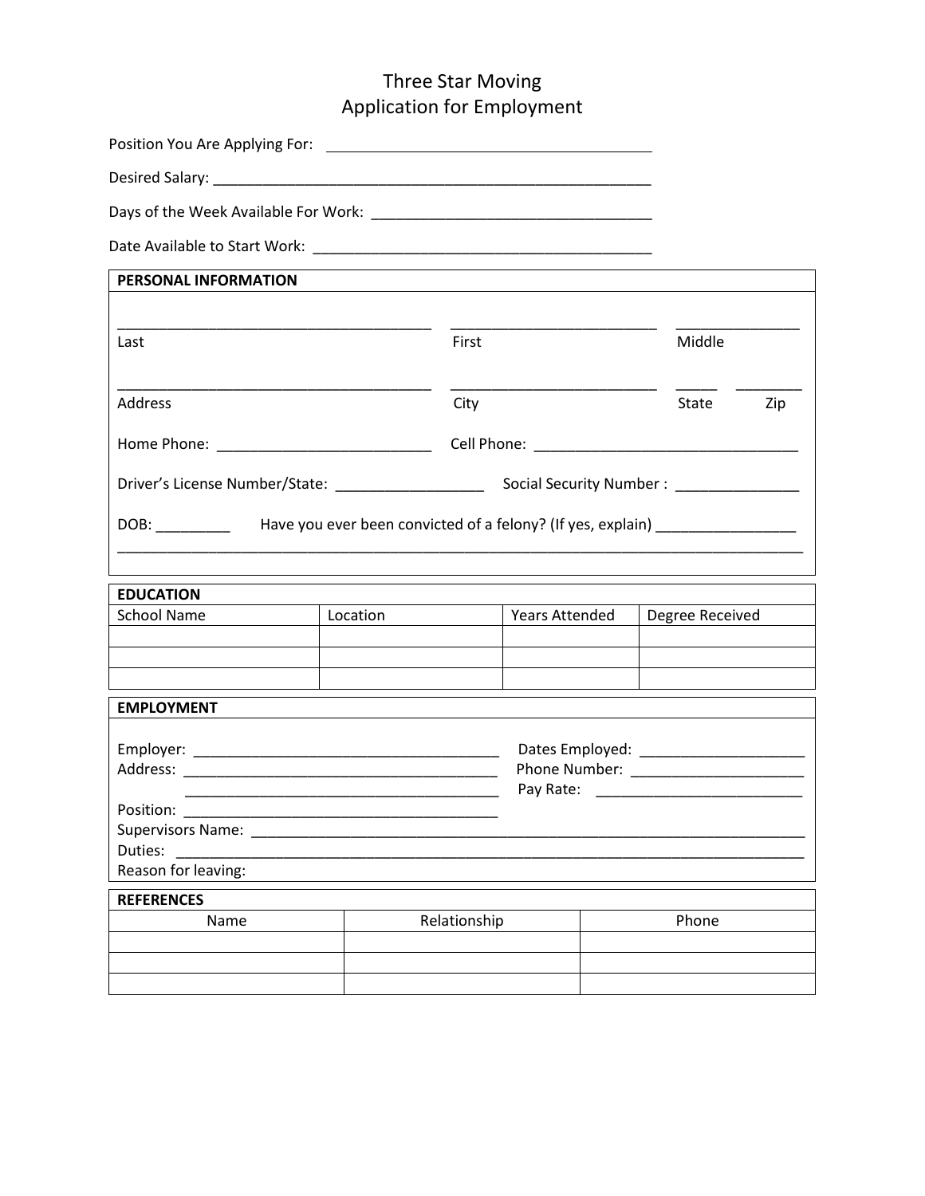# Three Star Moving
## Application for Employment

Position You Are Applying For: ________________________________________

Desired Salary: ______________________________________________________

Days of the Week Available For Work: __________________________________

Date Available to Start Work: _________________________________________

### PERSONAL INFORMATION

_______________________________________ _________________________ _______________

Last First Middle

_______________________________________ _________________________ _____ ________

Address City State Zip

Home Phone: __________________________ Cell Phone: ________________________________

Driver's License Number/State: __________________ Social Security Number : _______________

DOB: _________ Have you ever been convicted of a felony? (If yes, explain) _________________

_____________________________________________________________________________________

### EDUCATION

| School Name | Location | Years Attended | Degree Received |
|---|---|---|---|
| | | | |
| | | | |
| | | | |

### EMPLOYMENT

Employer: ______________________________________ Dates Employed: ____________________

Address: ______________________________________ Phone Number: _____________________

______________________________________ Pay Rate: _________________________

Position: ______________________________________

Supervisors Name: _____________________________________________________________________

Duties: _______________________________________________________________________________

Reason for leaving:

### REFERENCES

| Name | Relationship | Phone |
|---|---|---|
| | | |
| | | |
| | | |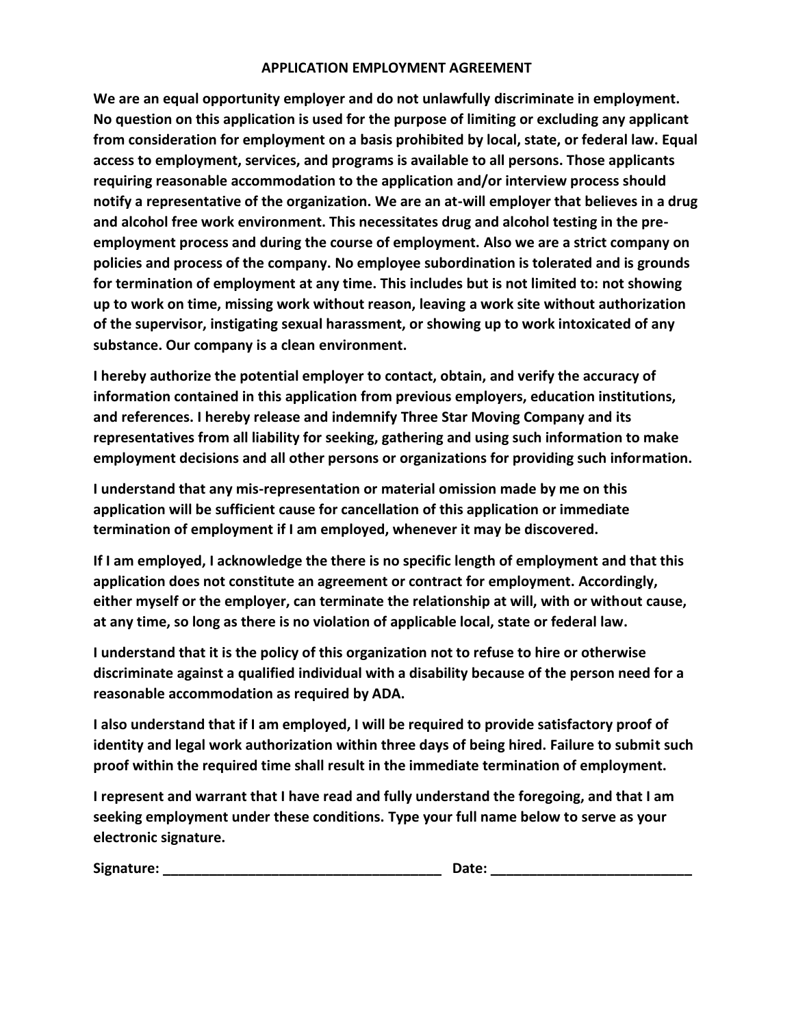# APPLICATION EMPLOYMENT AGREEMENT

**We are an equal opportunity employer and do not unlawfully discriminate in employment. No question on this application is used for the purpose of limiting or excluding any applicant from consideration for employment on a basis prohibited by local, state, or federal law. Equal access to employment, services, and programs is available to all persons. Those applicants requiring reasonable accommodation to the application and/or interview process should notify a representative of the organization. We are an at-will employer that believes in a drug and alcohol free work environment. This necessitates drug and alcohol testing in the pre-employment process and during the course of employment. Also we are a strict company on policies and process of the company. No employee subordination is tolerated and is grounds for termination of employment at any time. This includes but is not limited to: not showing up to work on time, missing work without reason, leaving a work site without authorization of the supervisor, instigating sexual harassment, or showing up to work intoxicated of any substance. Our company is a clean environment.**

**I hereby authorize the potential employer to contact, obtain, and verify the accuracy of information contained in this application from previous employers, education institutions, and references. I hereby release and indemnify Three Star Moving Company and its representatives from all liability for seeking, gathering and using such information to make employment decisions and all other persons or organizations for providing such information.**

**I understand that any mis-representation or material omission made by me on this application will be sufficient cause for cancellation of this application or immediate termination of employment if I am employed, whenever it may be discovered.**

**If I am employed, I acknowledge the there is no specific length of employment and that this application does not constitute an agreement or contract for employment. Accordingly, either myself or the employer, can terminate the relationship at will, with or without cause, at any time, so long as there is no violation of applicable local, state or federal law.**

**I understand that it is the policy of this organization not to refuse to hire or otherwise discriminate against a qualified individual with a disability because of the person need for a reasonable accommodation as required by ADA.**

**I also understand that if I am employed, I will be required to provide satisfactory proof of identity and legal work authorization within three days of being hired. Failure to submit such proof within the required time shall result in the immediate termination of employment.**

**I represent and warrant that I have read and fully understand the foregoing, and that I am seeking employment under these conditions. Type your full name below to serve as your electronic signature.**

**Signature: ______________________________________ Date: ___________________________**